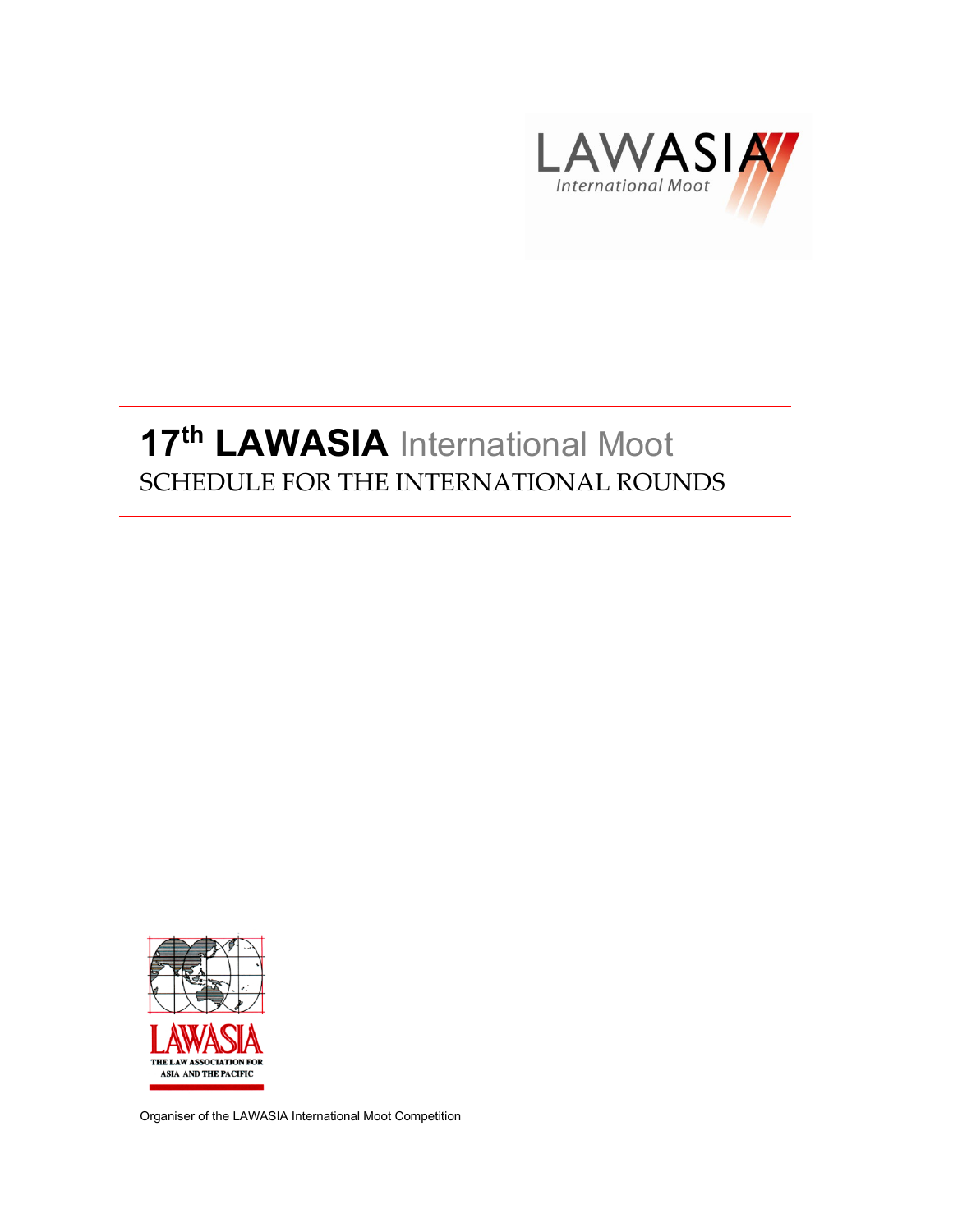LAWASIA International Moot

# 17th LAWASIA International Moot

## SCHEDULE FOR THE INTERNATIONAL ROUNDS

LAWASIA

THE LAW ASSOCIATION FOR ASIA AND THE PACIFIC

Organiser of the LAWASIA International Moot Competition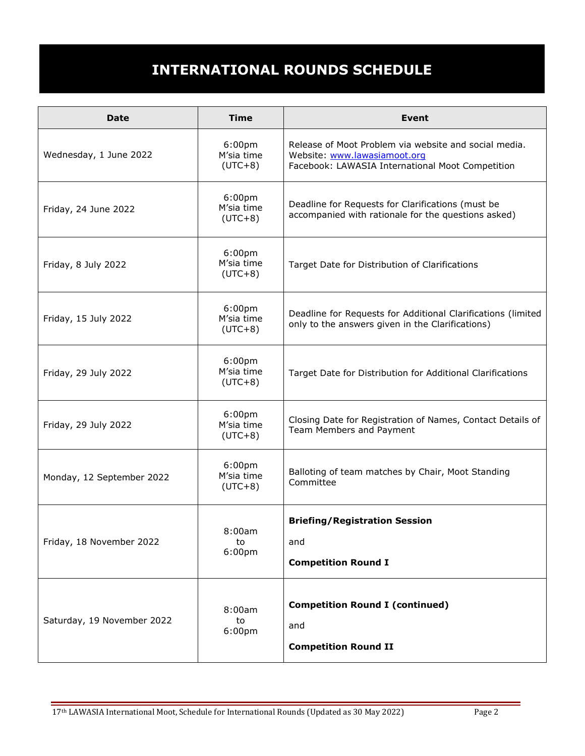# INTERNATIONAL ROUNDS SCHEDULE

| Date | Time | Event |
|---|---|---|
| Wednesday, 1 June 2022 | 6:00pm M'sia time (UTC+8) | Release of Moot Problem via website and social media.<br>Website: www.lawasiamoot.org<br>Facebook: LAWASIA International Moot Competition |
| Friday, 24 June 2022 | 6:00pm M'sia time (UTC+8) | Deadline for Requests for Clarifications (must be accompanied with rationale for the questions asked) |
| Friday, 8 July 2022 | 6:00pm M'sia time (UTC+8) | Target Date for Distribution of Clarifications |
| Friday, 15 July 2022 | 6:00pm M'sia time (UTC+8) | Deadline for Requests for Additional Clarifications (limited only to the answers given in the Clarifications) |
| Friday, 29 July 2022 | 6:00pm M'sia time (UTC+8) | Target Date for Distribution for Additional Clarifications |
| Friday, 29 July 2022 | 6:00pm M'sia time (UTC+8) | Closing Date for Registration of Names, Contact Details of Team Members and Payment |
| Monday, 12 September 2022 | 6:00pm M'sia time (UTC+8) | Balloting of team matches by Chair, Moot Standing Committee |
| Friday, 18 November 2022 | 8:00am to 6:00pm | **Briefing/Registration Session**<br>and<br>**Competition Round I** |
| Saturday, 19 November 2022 | 8:00am to 6:00pm | **Competition Round I (continued)**<br>and<br>**Competition Round II** |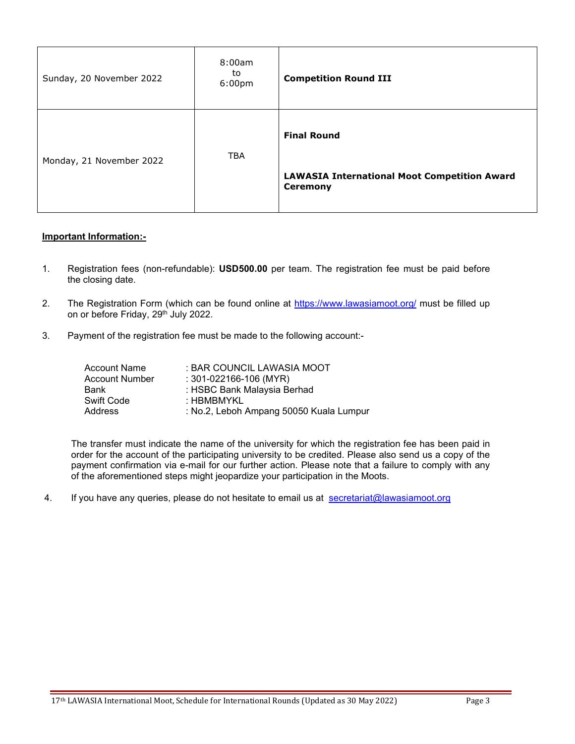| | | |
|---|---|---|
| Sunday, 20 November 2022 | 8:00am to 6:00pm | **Competition Round III** |
| Monday, 21 November 2022 | TBA | **Final Round**<br><br>**LAWASIA International Moot Competition Award Ceremony** |

**Important Information:-**

1. Registration fees (non-refundable): **USD500.00** per team. The registration fee must be paid before the closing date.

2. The Registration Form (which can be found online at https://www.lawasiamoot.org/ must be filled up on or before Friday, 29th July 2022.

3. Payment of the registration fee must be made to the following account:-

   | | |
   |---|---|
   | Account Name | : BAR COUNCIL LAWASIA MOOT |
   | Account Number | : 301-022166-106 (MYR) |
   | Bank | : HSBC Bank Malaysia Berhad |
   | Swift Code | : HBMBMYKL |
   | Address | : No.2, Leboh Ampang 50050 Kuala Lumpur |

   The transfer must indicate the name of the university for which the registration fee has been paid in order for the account of the participating university to be credited. Please also send us a copy of the payment confirmation via e-mail for our further action. Please note that a failure to comply with any of the aforementioned steps might jeopardize your participation in the Moots.

4. If you have any queries, please do not hesitate to email us at secretariat@lawasiamoot.org